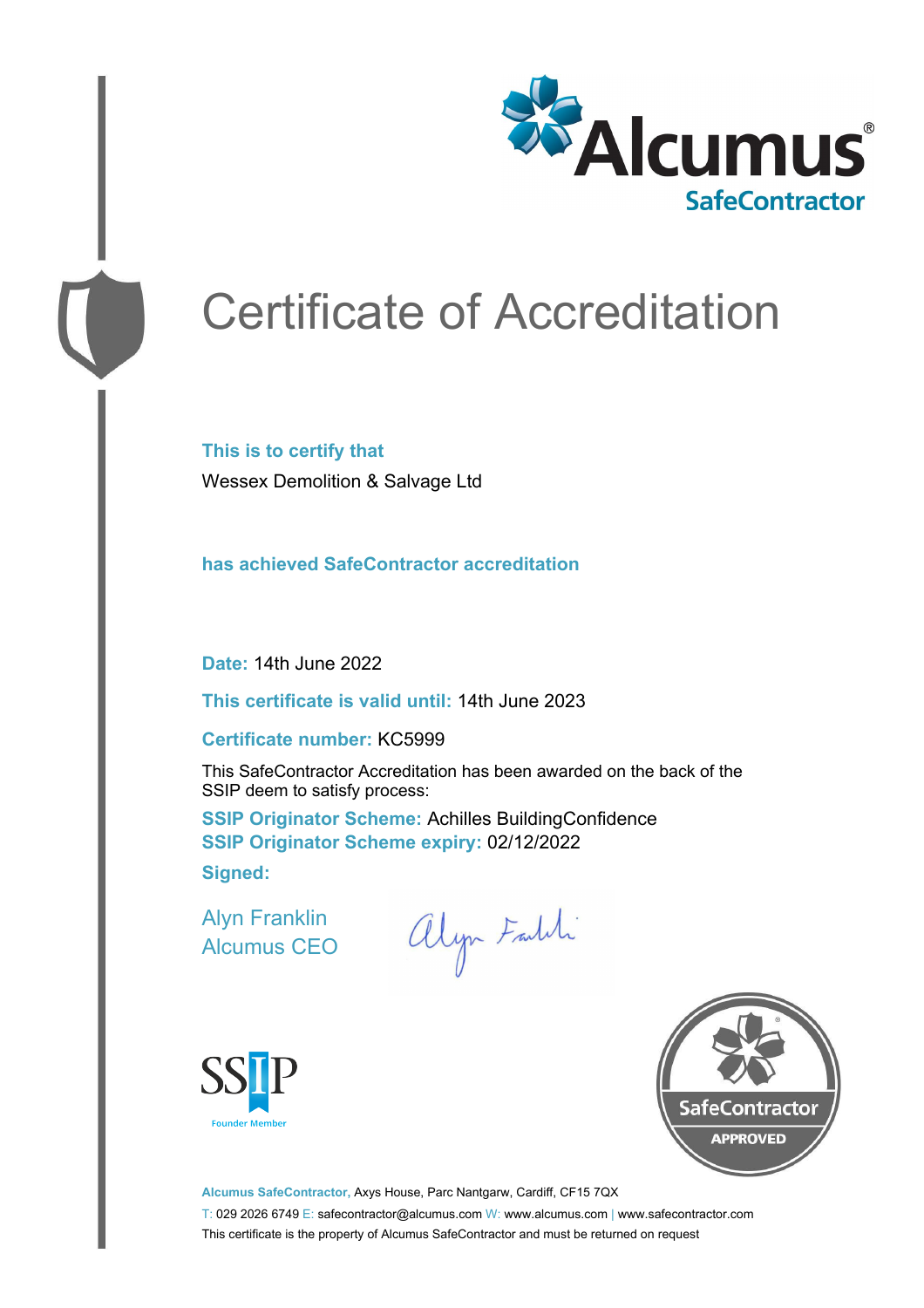Alcumus® SafeContractor

# Certificate of Accreditation

**This is to certify that**

Wessex Demolition & Salvage Ltd

**has achieved SafeContractor accreditation**

**Date:** 14th June 2022

**This certificate is valid until:** 14th June 2023

**Certificate number:** KC5999

This SafeContractor Accreditation has been awarded on the back of the SSIP deem to satisfy process:

**SSIP Originator Scheme:** Achilles BuildingConfidence
**SSIP Originator Scheme expiry:** 02/12/2022

**Signed:**

Alyn Franklin
Alcumus CEO

SSIP Founder Member

SafeContractor APPROVED

**Alcumus SafeContractor,** Axys House, Parc Nantgarw, Cardiff, CF15 7QX

T: 029 2026 6749 E: safecontractor@alcumus.com W: www.alcumus.com | www.safecontractor.com

This certificate is the property of Alcumus SafeContractor and must be returned on request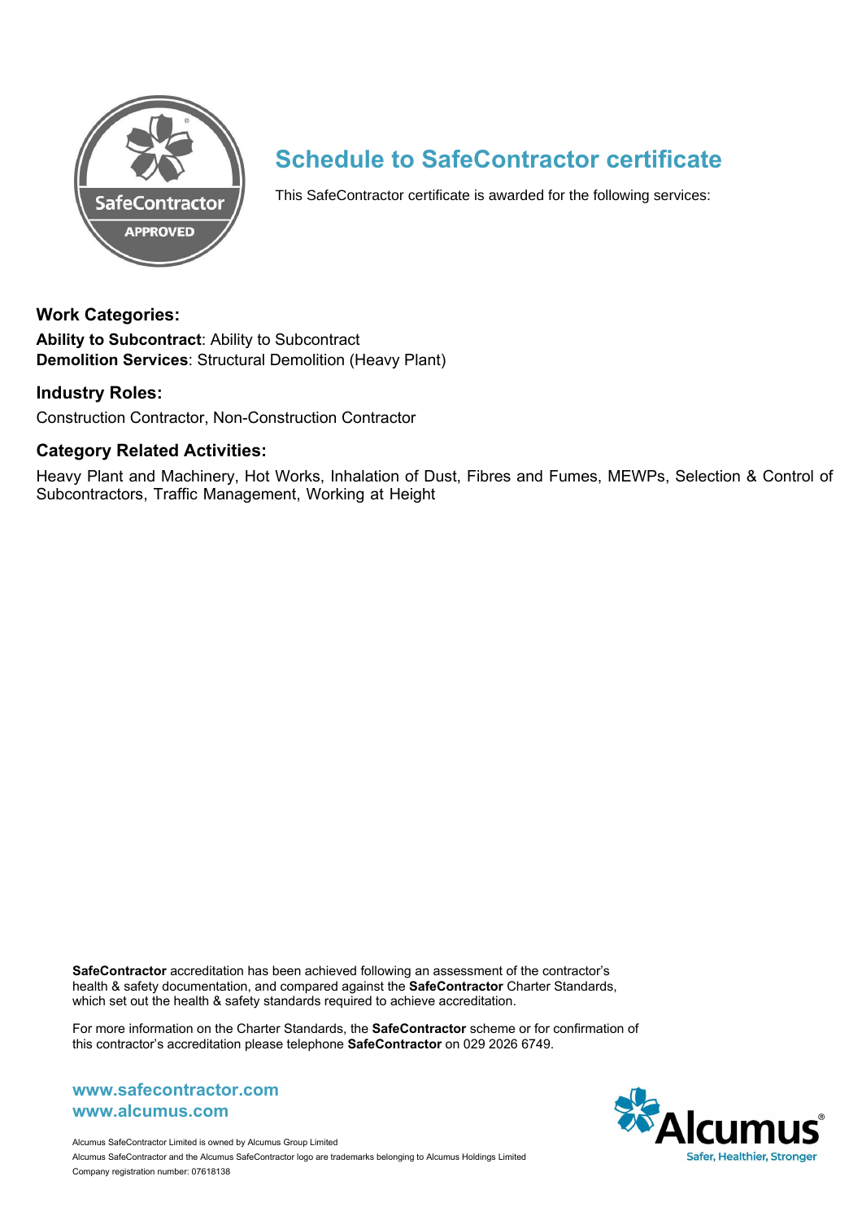# Schedule to SafeContractor certificate

This SafeContractor certificate is awarded for the following services:

## Work Categories:

**Ability to Subcontract**: Ability to Subcontract
**Demolition Services**: Structural Demolition (Heavy Plant)

## Industry Roles:

Construction Contractor, Non-Construction Contractor

## Category Related Activities:

Heavy Plant and Machinery, Hot Works, Inhalation of Dust, Fibres and Fumes, MEWPs, Selection & Control of Subcontractors, Traffic Management, Working at Height

**SafeContractor** accreditation has been achieved following an assessment of the contractor's health & safety documentation, and compared against the **SafeContractor** Charter Standards, which set out the health & safety standards required to achieve accreditation.

For more information on the Charter Standards, the **SafeContractor** scheme or for confirmation of this contractor's accreditation please telephone **SafeContractor** on 029 2026 6749.

**www.safecontractor.com**
**www.alcumus.com**

Alcumus SafeContractor Limited is owned by Alcumus Group Limited
Alcumus SafeContractor and the Alcumus SafeContractor logo are trademarks belonging to Alcumus Holdings Limited
Company registration number: 07618138

Alcumus®
Safer, Healthier, Stronger